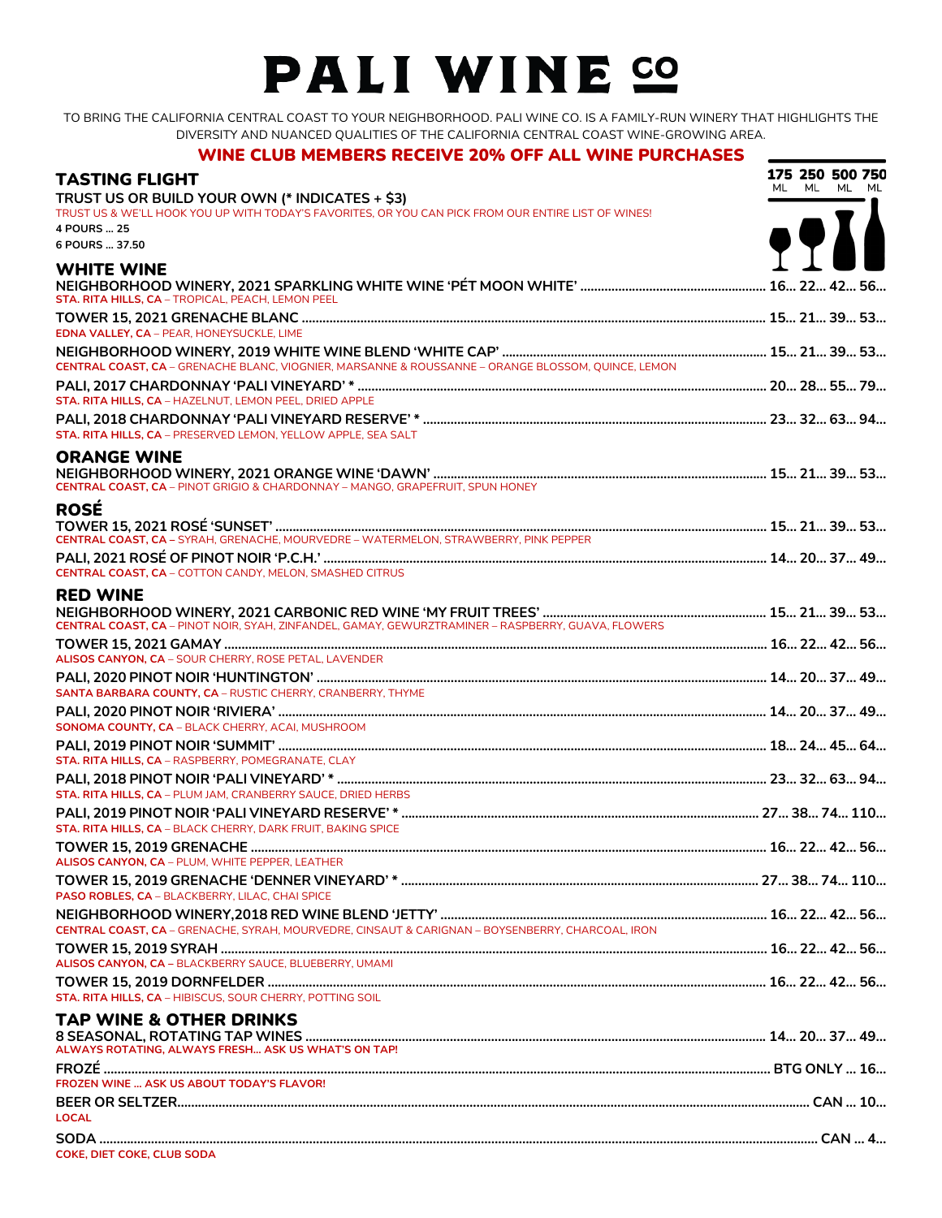# PALI WINE CO

TO BRING THE CALIFORNIA CENTRAL COAST TO YOUR NEIGHBORHOOD. PALI WINE CO. IS A FAMILY-RUN WINERY THAT HIGHLIGHTS THE DIVERSITY AND NUANCED QUALITIES OF THE CALIFORNIA CENTRAL COAST WINE-GROWING AREA.

**WINE CLUB MEMBERS RECEIVE 20% OFF ALL WINE PURCHASES**

175 ML | 250 ML | 500 ML | 750 ML

## TASTING FLIGHT

**TRUST US OR BUILD YOUR OWN (* INDICATES + $3)**

TRUST US & WE'LL HOOK YOU UP WITH TODAY'S FAVORITES, OR YOU CAN PICK FROM OUR ENTIRE LIST OF WINES!

**4 POURS ... 25**

**6 POURS ... 37.50**

## WHITE WINE

**NEIGHBORHOOD WINERY, 2021 SPARKLING WHITE WINE 'PÉT MOON WHITE' ... 16... 22... 42... 56...**
STA. RITA HILLS, CA – TROPICAL, PEACH, LEMON PEEL

**TOWER 15, 2021 GRENACHE BLANC ... 15... 21... 39... 53...**
EDNA VALLEY, CA – PEAR, HONEYSUCKLE, LIME

**NEIGHBORHOOD WINERY, 2019 WHITE WINE BLEND 'WHITE CAP' ... 15... 21... 39... 53...**
CENTRAL COAST, CA – GRENACHE BLANC, VIOGNIER, MARSANNE & ROUSSANNE – ORANGE BLOSSOM, QUINCE, LEMON

**PALI, 2017 CHARDONNAY 'PALI VINEYARD' * ... 20... 28... 55... 79...**
STA. RITA HILLS, CA – HAZELNUT, LEMON PEEL, DRIED APPLE

**PALI, 2018 CHARDONNAY 'PALI VINEYARD RESERVE' * ... 23... 32... 63... 94...**
STA. RITA HILLS, CA – PRESERVED LEMON, YELLOW APPLE, SEA SALT

## ORANGE WINE

**NEIGHBORHOOD WINERY, 2021 ORANGE WINE 'DAWN' ... 15... 21... 39... 53...**
CENTRAL COAST, CA – PINOT GRIGIO & CHARDONNAY – MANGO, GRAPEFRUIT, SPUN HONEY

## ROSÉ

**TOWER 15, 2021 ROSÉ 'SUNSET' ... 15... 21... 39... 53...**
CENTRAL COAST, CA – SYRAH, GRENACHE, MOURVEDRE – WATERMELON, STRAWBERRY, PINK PEPPER

**PALI, 2021 ROSÉ OF PINOT NOIR 'P.C.H.' ... 14... 20... 37... 49...**
CENTRAL COAST, CA – COTTON CANDY, MELON, SMASHED CITRUS

## RED WINE

**NEIGHBORHOOD WINERY, 2021 CARBONIC RED WINE 'MY FRUIT TREES' ... 15... 21... 39... 53...**
CENTRAL COAST, CA – PINOT NOIR, SYAH, ZINFANDEL, GAMAY, GEWURZTRAMINER – RASPBERRY, GUAVA, FLOWERS

**TOWER 15, 2021 GAMAY ... 16... 22... 42... 56...**
ALISOS CANYON, CA – SOUR CHERRY, ROSE PETAL, LAVENDER

**PALI, 2020 PINOT NOIR 'HUNTINGTON' ... 14... 20... 37... 49...**
SANTA BARBARA COUNTY, CA – RUSTIC CHERRY, CRANBERRY, THYME

**PALI, 2020 PINOT NOIR 'RIVIERA' ... 14... 20... 37... 49...**
SONOMA COUNTY, CA – BLACK CHERRY, ACAI, MUSHROOM

**PALI, 2019 PINOT NOIR 'SUMMIT' ... 18... 24... 45... 64...**
STA. RITA HILLS, CA – RASPBERRY, POMEGRANATE, CLAY

**PALI, 2018 PINOT NOIR 'PALI VINEYARD' * ... 23... 32... 63... 94...**
STA. RITA HILLS, CA – PLUM JAM, CRANBERRY SAUCE, DRIED HERBS

**PALI, 2019 PINOT NOIR 'PALI VINEYARD RESERVE' * ... 27... 38... 74... 110...**
STA. RITA HILLS, CA – BLACK CHERRY, DARK FRUIT, BAKING SPICE

**TOWER 15, 2019 GRENACHE ... 16... 22... 42... 56...**
ALISOS CANYON, CA – PLUM, WHITE PEPPER, LEATHER

**TOWER 15, 2019 GRENACHE 'DENNER VINEYARD' * ... 27... 38... 74... 110...**
PASO ROBLES, CA – BLACKBERRY, LILAC, CHAI SPICE

**NEIGHBORHOOD WINERY,2018 RED WINE BLEND 'JETTY' ... 16... 22... 42... 56...**
CENTRAL COAST, CA – GRENACHE, SYRAH, MOURVEDRE, CINSAUT & CARIGNAN – BOYSENBERRY, CHARCOAL, IRON

**TOWER 15, 2019 SYRAH ... 16... 22... 42... 56...**
ALISOS CANYON, CA – BLACKBERRY SAUCE, BLUEBERRY, UMAMI

**TOWER 15, 2019 DORNFELDER ... 16... 22... 42... 56...**
STA. RITA HILLS, CA – HIBISCUS, SOUR CHERRY, POTTING SOIL

## TAP WINE & OTHER DRINKS

**8 SEASONAL, ROTATING TAP WINES ... 14... 20... 37... 49...**
ALWAYS ROTATING, ALWAYS FRESH... ASK US WHAT'S ON TAP!

**FROZÉ ... BTG ONLY ... 16...**
FROZEN WINE ... ASK US ABOUT TODAY'S FLAVOR!

**BEER OR SELTZER... CAN ... 10...**
LOCAL

**SODA ... CAN ... 4...**
COKE, DIET COKE, CLUB SODA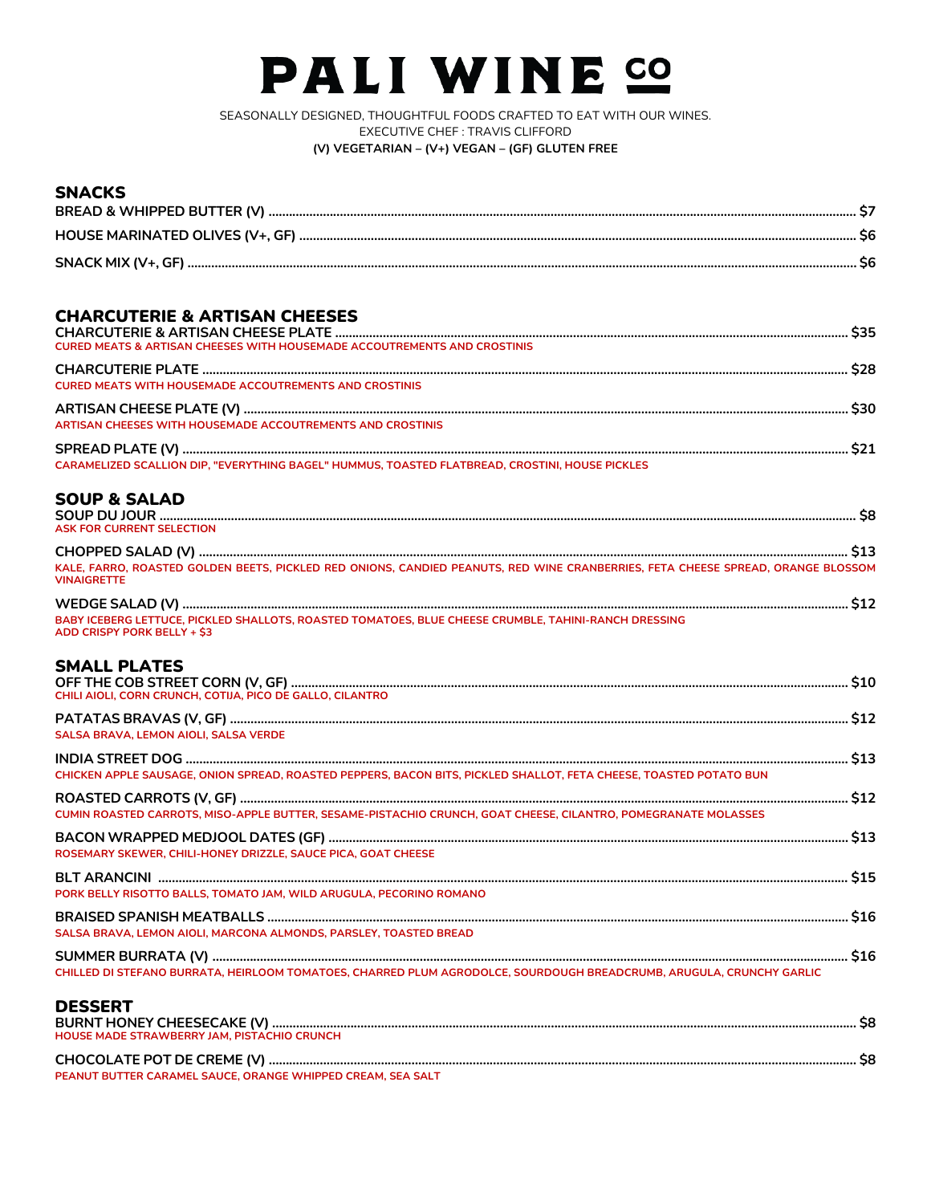# PALI WINE CO

SEASONALLY DESIGNED, THOUGHTFUL FOODS CRAFTED TO EAT WITH OUR WINES.
EXECUTIVE CHEF : TRAVIS CLIFFORD
**(V) VEGETARIAN – (V+) VEGAN – (GF) GLUTEN FREE**

## SNACKS

**BREAD & WHIPPED BUTTER (V)** ........ **$7**

**HOUSE MARINATED OLIVES (V+, GF)** ........ **$6**

**SNACK MIX (V+, GF)** ........ **$6**

## CHARCUTERIE & ARTISAN CHEESES

**CHARCUTERIE & ARTISAN CHEESE PLATE** ........ **$35**
CURED MEATS & ARTISAN CHEESES WITH HOUSEMADE ACCOUTREMENTS AND CROSTINIS

**CHARCUTERIE PLATE** ........ **$28**
CURED MEATS WITH HOUSEMADE ACCOUTREMENTS AND CROSTINIS

**ARTISAN CHEESE PLATE (V)** ........ **$30**
ARTISAN CHEESES WITH HOUSEMADE ACCOUTREMENTS AND CROSTINIS

**SPREAD PLATE (V)** ........ **$21**
CARAMELIZED SCALLION DIP, "EVERYTHING BAGEL" HUMMUS, TOASTED FLATBREAD, CROSTINI, HOUSE PICKLES

## SOUP & SALAD

**SOUP DU JOUR** ........ **$8**
ASK FOR CURRENT SELECTION

**CHOPPED SALAD (V)** ........ **$13**
KALE, FARRO, ROASTED GOLDEN BEETS, PICKLED RED ONIONS, CANDIED PEANUTS, RED WINE CRANBERRIES, FETA CHEESE SPREAD, ORANGE BLOSSOM VINAIGRETTE

**WEDGE SALAD (V)** ........ **$12**
BABY ICEBERG LETTUCE, PICKLED SHALLOTS, ROASTED TOMATOES, BLUE CHEESE CRUMBLE, TAHINI-RANCH DRESSING
ADD CRISPY PORK BELLY + $3

## SMALL PLATES

**OFF THE COB STREET CORN (V, GF)** ........ **$10**
CHILI AIOLI, CORN CRUNCH, COTIJA, PICO DE GALLO, CILANTRO

**PATATAS BRAVAS (V, GF)** ........ **$12**
SALSA BRAVA, LEMON AIOLI, SALSA VERDE

**INDIA STREET DOG** ........ **$13**
CHICKEN APPLE SAUSAGE, ONION SPREAD, ROASTED PEPPERS, BACON BITS, PICKLED SHALLOT, FETA CHEESE, TOASTED POTATO BUN

**ROASTED CARROTS (V, GF)** ........ **$12**
CUMIN ROASTED CARROTS, MISO-APPLE BUTTER, SESAME-PISTACHIO CRUNCH, GOAT CHEESE, CILANTRO, POMEGRANATE MOLASSES

**BACON WRAPPED MEDJOOL DATES (GF)** ........ **$13**
ROSEMARY SKEWER, CHILI-HONEY DRIZZLE, SAUCE PICA, GOAT CHEESE

**BLT ARANCINI** ........ **$15**
PORK BELLY RISOTTO BALLS, TOMATO JAM, WILD ARUGULA, PECORINO ROMANO

**BRAISED SPANISH MEATBALLS** ........ **$16**
SALSA BRAVA, LEMON AIOLI, MARCONA ALMONDS, PARSLEY, TOASTED BREAD

**SUMMER BURRATA (V)** ........ **$16**
CHILLED DI STEFANO BURRATA, HEIRLOOM TOMATOES, CHARRED PLUM AGRODOLCE, SOURDOUGH BREADCRUMB, ARUGULA, CRUNCHY GARLIC

## DESSERT

**BURNT HONEY CHEESECAKE (V)** ........ **$8**
HOUSE MADE STRAWBERRY JAM, PISTACHIO CRUNCH

**CHOCOLATE POT DE CREME (V)** ........ **$8**
PEANUT BUTTER CARAMEL SAUCE, ORANGE WHIPPED CREAM, SEA SALT